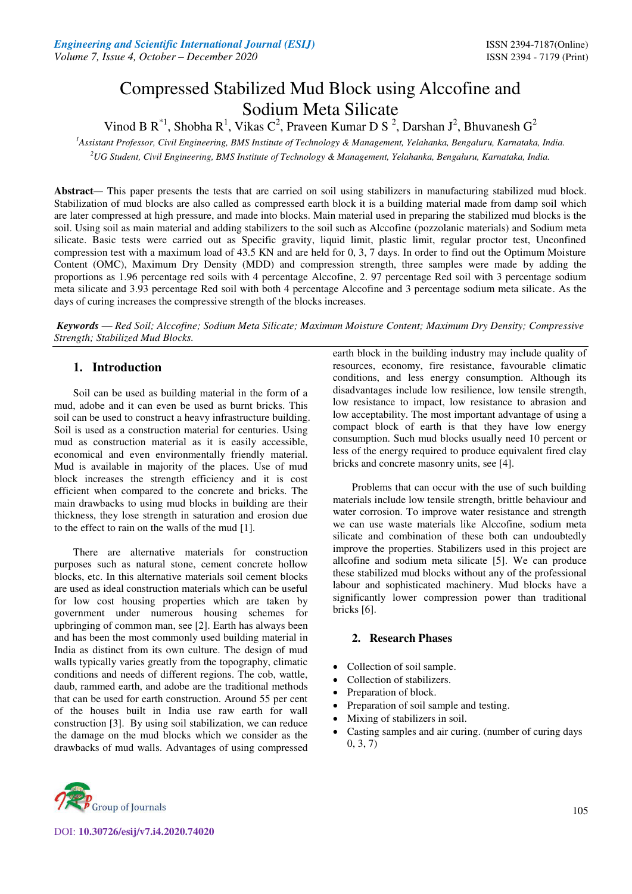# Compressed Stabilized Mud Block using Alccofine and Sodium Meta Silicate

Vinod B R[*1], Shobha R[1], Vikas C[2], Praveen Kumar D S [2], Darshan J[2], Bhuvanesh G[2]

[1]*Assistant Professor, Civil Engineering, BMS Institute of Technology & Management, Yelahanka, Bengaluru, Karnataka, India.*
[2]*UG Student, Civil Engineering, BMS Institute of Technology & Management, Yelahanka, Bengaluru, Karnataka, India.*

**Abstract**— This paper presents the tests that are carried on soil using stabilizers in manufacturing stabilized mud block. Stabilization of mud blocks are also called as compressed earth block it is a building material made from damp soil which are later compressed at high pressure, and made into blocks. Main material used in preparing the stabilized mud blocks is the soil. Using soil as main material and adding stabilizers to the soil such as Alccofine (pozzolanic materials) and Sodium meta silicate. Basic tests were carried out as Specific gravity, liquid limit, plastic limit, regular proctor test, Unconfined compression test with a maximum load of 43.5 KN and are held for 0, 3, 7 days. In order to find out the Optimum Moisture Content (OMC), Maximum Dry Density (MDD) and compression strength, three samples were made by adding the proportions as 1.96 percentage red soils with 4 percentage Alccofine, 2. 97 percentage Red soil with 3 percentage sodium meta silicate and 3.93 percentage Red soil with both 4 percentage Alccofine and 3 percentage sodium meta silicate. As the days of curing increases the compressive strength of the blocks increases.

***Keywords*** ***— Red Soil; Alccofine; Sodium Meta Silicate; Maximum Moisture Content; Maximum Dry Density; Compressive Strength; Stabilized Mud Blocks.***

## 1. Introduction

Soil can be used as building material in the form of a mud, adobe and it can even be used as burnt bricks. This soil can be used to construct a heavy infrastructure building. Soil is used as a construction material for centuries. Using mud as construction material as it is easily accessible, economical and even environmentally friendly material. Mud is available in majority of the places. Use of mud block increases the strength efficiency and it is cost efficient when compared to the concrete and bricks. The main drawbacks to using mud blocks in building are their thickness, they lose strength in saturation and erosion due to the effect to rain on the walls of the mud [1].

There are alternative materials for construction purposes such as natural stone, cement concrete hollow blocks, etc. In this alternative materials soil cement blocks are used as ideal construction materials which can be useful for low cost housing properties which are taken by government under numerous housing schemes for upbringing of common man, see [2]. Earth has always been and has been the most commonly used building material in India as distinct from its own culture. The design of mud walls typically varies greatly from the topography, climatic conditions and needs of different regions. The cob, wattle, daub, rammed earth, and adobe are the traditional methods that can be used for earth construction. Around 55 per cent of the houses built in India use raw earth for wall construction [3]. By using soil stabilization, we can reduce the damage on the mud blocks which we consider as the drawbacks of mud walls. Advantages of using compressed earth block in the building industry may include quality of resources, economy, fire resistance, favourable climatic conditions, and less energy consumption. Although its disadvantages include low resilience, low tensile strength, low resistance to impact, low resistance to abrasion and low acceptability. The most important advantage of using a compact block of earth is that they have low energy consumption. Such mud blocks usually need 10 percent or less of the energy required to produce equivalent fired clay bricks and concrete masonry units, see [4].

Problems that can occur with the use of such building materials include low tensile strength, brittle behaviour and water corrosion. To improve water resistance and strength we can use waste materials like Alccofine, sodium meta silicate and combination of these both can undoubtedly improve the properties. Stabilizers used in this project are allcofine and sodium meta silicate [5]. We can produce these stabilized mud blocks without any of the professional labour and sophisticated machinery. Mud blocks have a significantly lower compression power than traditional bricks [6].

## 2. Research Phases

- Collection of soil sample.
- Collection of stabilizers.
- Preparation of block.
- Preparation of soil sample and testing.
- Mixing of stabilizers in soil.
- Casting samples and air curing. (number of curing days 0, 3, 7)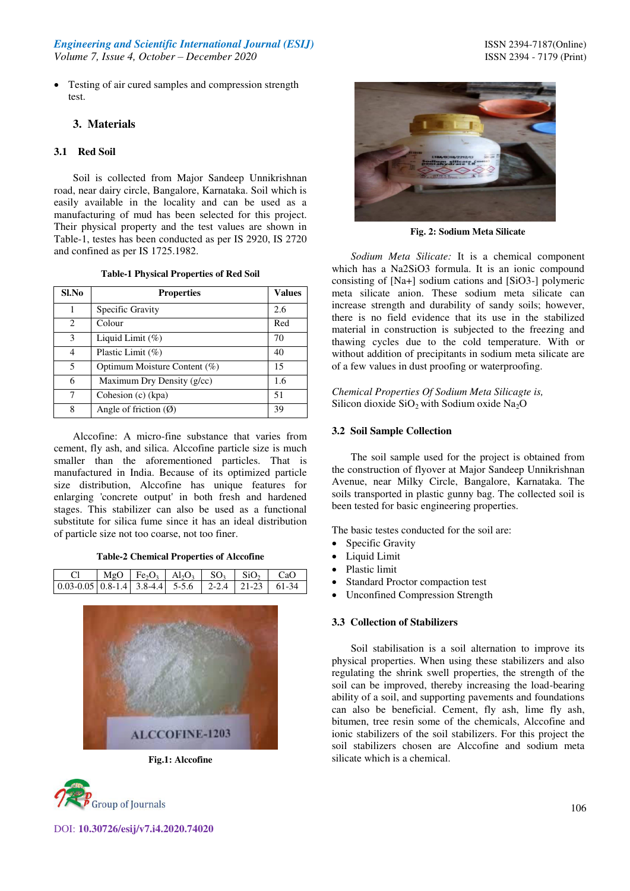- Testing of air cured samples and compression strength test.

## 3. Materials

### 3.1 Red Soil

Soil is collected from Major Sandeep Unnikrishnan road, near dairy circle, Bangalore, Karnataka. Soil which is easily available in the locality and can be used as a manufacturing of mud has been selected for this project. Their physical property and the test values are shown in Table-1, testes has been conducted as per IS 2920, IS 2720 and confined as per IS 1725.1982.

**Table-1 Physical Properties of Red Soil**

| Sl.No | Properties | Values |
|---|---|---|
| 1 | Specific Gravity | 2.6 |
| 2 | Colour | Red |
| 3 | Liquid Limit (%) | 70 |
| 4 | Plastic Limit (%) | 40 |
| 5 | Optimum Moisture Content (%) | 15 |
| 6 | Maximum Dry Density (g/cc) | 1.6 |
| 7 | Cohesion (c) (kpa) | 51 |
| 8 | Angle of friction (Ø) | 39 |

Alccofine: A micro-fine substance that varies from cement, fly ash, and silica. Alccofine particle size is much smaller than the aforementioned particles. That is manufactured in India. Because of its optimized particle size distribution, Alccofine has unique features for enlarging 'concrete output' in both fresh and hardened stages. This stabilizer can also be used as a functional substitute for silica fume since it has an ideal distribution of particle size not too coarse, not too finer.

**Table-2 Chemical Properties of Alccofine**

| Cl | MgO | $Fe_2O_3$ | $Al_2O_3$ | $SO_3$ | $SiO_2$ | CaO |
|---|---|---|---|---|---|---|
| 0.03-0.05 | 0.8-1.4 | 3.8-4.4 | 5-5.6 | 2-2.4 | 21-23 | 61-34 |

**Fig.1: Alccofine**

**Fig. 2: Sodium Meta Silicate**

*Sodium Meta Silicate:* It is a chemical component which has a Na2SiO3 formula. It is an ionic compound consisting of [Na+] sodium cations and [SiO3-] polymeric meta silicate anion. These sodium meta silicate can increase strength and durability of sandy soils; however, there is no field evidence that its use in the stabilized material in construction is subjected to the freezing and thawing cycles due to the cold temperature. With or without addition of precipitants in sodium meta silicate are of a few values in dust proofing or waterproofing.

*Chemical Properties Of Sodium Meta Silicagte is,*
Silicon dioxide $SiO_2$ with Sodium oxide $Na_2O$

### 3.2 Soil Sample Collection

The soil sample used for the project is obtained from the construction of flyover at Major Sandeep Unnikrishnan Avenue, near Milky Circle, Bangalore, Karnataka. The soils transported in plastic gunny bag. The collected soil is been tested for basic engineering properties.

The basic testes conducted for the soil are:

- Specific Gravity
- Liquid Limit
- Plastic limit
- Standard Proctor compaction test
- Unconfined Compression Strength

### 3.3 Collection of Stabilizers

Soil stabilisation is a soil alternation to improve its physical properties. When using these stabilizers and also regulating the shrink swell properties, the strength of the soil can be improved, thereby increasing the load-bearing ability of a soil, and supporting pavements and foundations can also be beneficial. Cement, fly ash, lime fly ash, bitumen, tree resin some of the chemicals, Alccofine and ionic stabilizers of the soil stabilizers. For this project the soil stabilizers chosen are Alccofine and sodium meta silicate which is a chemical.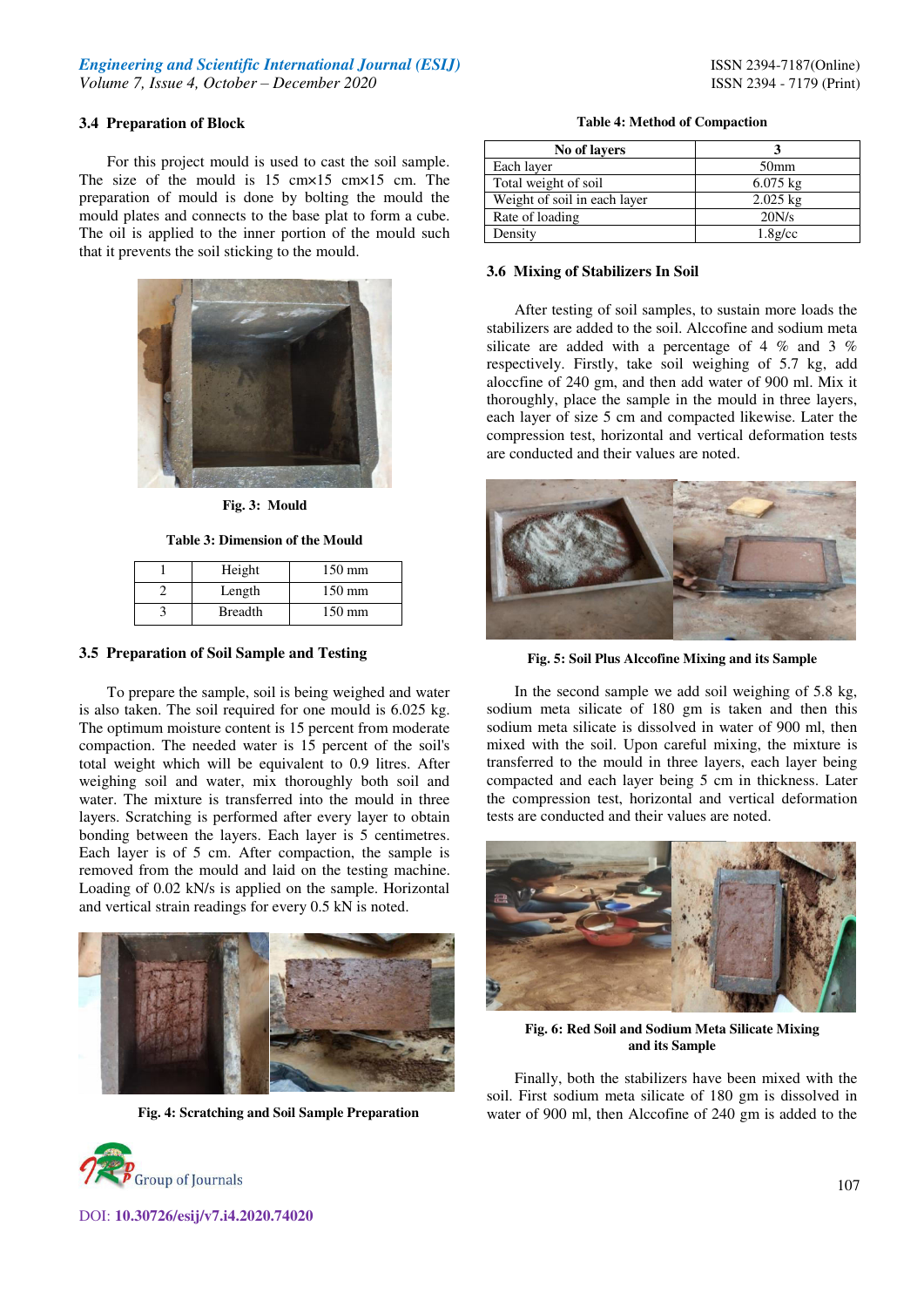### 3.4 Preparation of Block

For this project mould is used to cast the soil sample. The size of the mould is 15 cm×15 cm×15 cm. The preparation of mould is done by bolting the mould plates and connects to the base plat to form a cube. The oil is applied to the inner portion of the mould such that it prevents the soil sticking to the mould.

**Fig. 3: Mould**

**Table 3: Dimension of the Mould**

| | | |
|---|---|---|
| 1 | Height | 150 mm |
| 2 | Length | 150 mm |
| 3 | Breadth | 150 mm |

### 3.5 Preparation of Soil Sample and Testing

To prepare the sample, soil is being weighed and water is also taken. The soil required for one mould is 6.025 kg. The optimum moisture content is 15 percent from moderate compaction. The needed water is 15 percent of the soil's total weight which will be equivalent to 0.9 litres. After weighing soil and water, mix thoroughly both soil and water. The mixture is transferred into the mould in three layers. Scratching is performed after every layer to obtain bonding between the layers. Each layer is 5 centimetres. Each layer is of 5 cm. After compaction, the sample is removed from the mould and laid on the testing machine. Loading of 0.02 kN/s is applied on the sample. Horizontal and vertical strain readings for every 0.5 kN is noted.

**Fig. 4: Scratching and Soil Sample Preparation**

**Table 4: Method of Compaction**

| No of layers | 3 |
|---|---|
| Each layer | 50mm |
| Total weight of soil | 6.075 kg |
| Weight of soil in each layer | 2.025 kg |
| Rate of loading | 20N/s |
| Density | 1.8g/cc |

### 3.6 Mixing of Stabilizers In Soil

After testing of soil samples, to sustain more loads the stabilizers are added to the soil. Alccofine and sodium meta silicate are added with a percentage of 4 % and 3 % respectively. Firstly, take soil weighing of 5.7 kg, add aloccfine of 240 gm, and then add water of 900 ml. Mix it thoroughly, place the sample in the mould in three layers, each layer of size 5 cm and compacted likewise. Later the compression test, horizontal and vertical deformation tests are conducted and their values are noted.

**Fig. 5: Soil Plus Alccofine Mixing and its Sample**

In the second sample we add soil weighing of 5.8 kg, sodium meta silicate of 180 gm is taken and then this sodium meta silicate is dissolved in water of 900 ml, then mixed with the soil. Upon careful mixing, the mixture is transferred to the mould in three layers, each layer being compacted and each layer being 5 cm in thickness. Later the compression test, horizontal and vertical deformation tests are conducted and their values are noted.

**Fig. 6: Red Soil and Sodium Meta Silicate Mixing and its Sample**

Finally, both the stabilizers have been mixed with the soil. First sodium meta silicate of 180 gm is dissolved in water of 900 ml, then Alccofine of 240 gm is added to the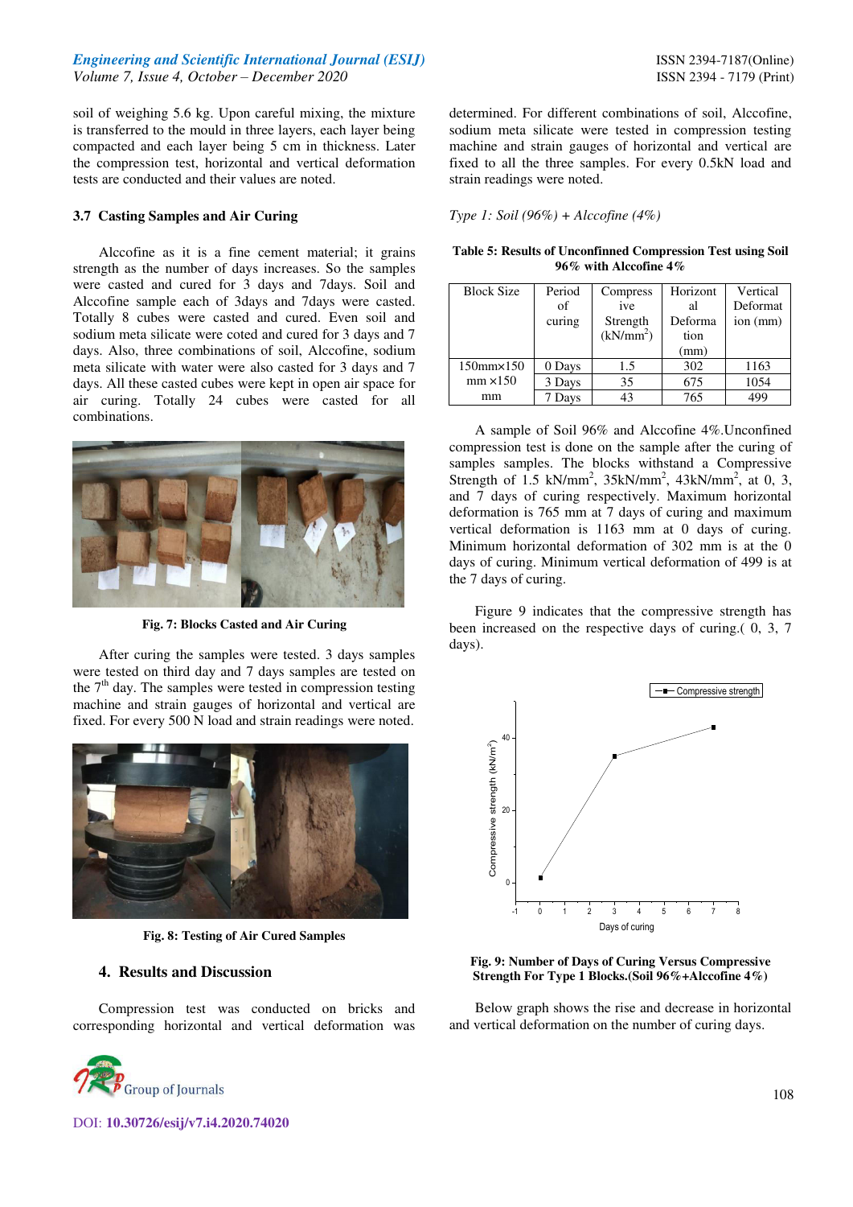soil of weighing 5.6 kg. Upon careful mixing, the mixture is transferred to the mould in three layers, each layer being compacted and each layer being 5 cm in thickness. Later the compression test, horizontal and vertical deformation tests are conducted and their values are noted.

### 3.7 Casting Samples and Air Curing

Alccofine as it is a fine cement material; it grains strength as the number of days increases. So the samples were casted and cured for 3 days and 7days. Soil and Alccofine sample each of 3days and 7days were casted. Totally 8 cubes were casted and cured. Even soil and sodium meta silicate were coted and cured for 3 days and 7 days. Also, three combinations of soil, Alccofine, sodium meta silicate with water were also casted for 3 days and 7 days. All these casted cubes were kept in open air space for air curing. Totally 24 cubes were casted for all combinations.

**Fig. 7: Blocks Casted and Air Curing**

After curing the samples were tested. 3 days samples were tested on third day and 7 days samples are tested on the 7th day. The samples were tested in compression testing machine and strain gauges of horizontal and vertical are fixed. For every 500 N load and strain readings were noted.

**Fig. 8: Testing of Air Cured Samples**

## 4. Results and Discussion

Compression test was conducted on bricks and corresponding horizontal and vertical deformation was determined. For different combinations of soil, Alccofine, sodium meta silicate were tested in compression testing machine and strain gauges of horizontal and vertical are fixed to all the three samples. For every 0.5kN load and strain readings were noted.

*Type 1: Soil (96%) + Alccofine (4%)*

**Table 5: Results of Unconfinned Compression Test using Soil 96% with Alccofine 4%**

| Block Size | Period of curing | Compressive Strength ($kN/mm^2$) | Horizontal Deformation (mm) | Vertical Deformation (mm) |
|---|---|---|---|---|
| 150mm×150 mm ×150 mm | 0 Days | 1.5 | 302 | 1163 |
| | 3 Days | 35 | 675 | 1054 |
| | 7 Days | 43 | 765 | 499 |

A sample of Soil 96% and Alccofine 4%.Unconfined compression test is done on the sample after the curing of samples samples. The blocks withstand a Compressive Strength of 1.5 $kN/mm^2$, 35$kN/mm^2$, 43$kN/mm^2$, at 0, 3, and 7 days of curing respectively. Maximum horizontal deformation is 765 mm at 7 days of curing and maximum vertical deformation is 1163 mm at 0 days of curing. Minimum horizontal deformation of 302 mm is at the 0 days of curing. Minimum vertical deformation of 499 is at the 7 days of curing.

Figure 9 indicates that the compressive strength has been increased on the respective days of curing.( 0, 3, 7 days).

Compressive strength

Compressive strength ($kN/m^2$)

0
20
40

-1 0 1 2 3 4 5 6 7 8

Days of curing

**Fig. 9: Number of Days of Curing Versus Compressive Strength For Type 1 Blocks.(Soil 96%+Alccofine 4%)**

Below graph shows the rise and decrease in horizontal and vertical deformation on the number of curing days.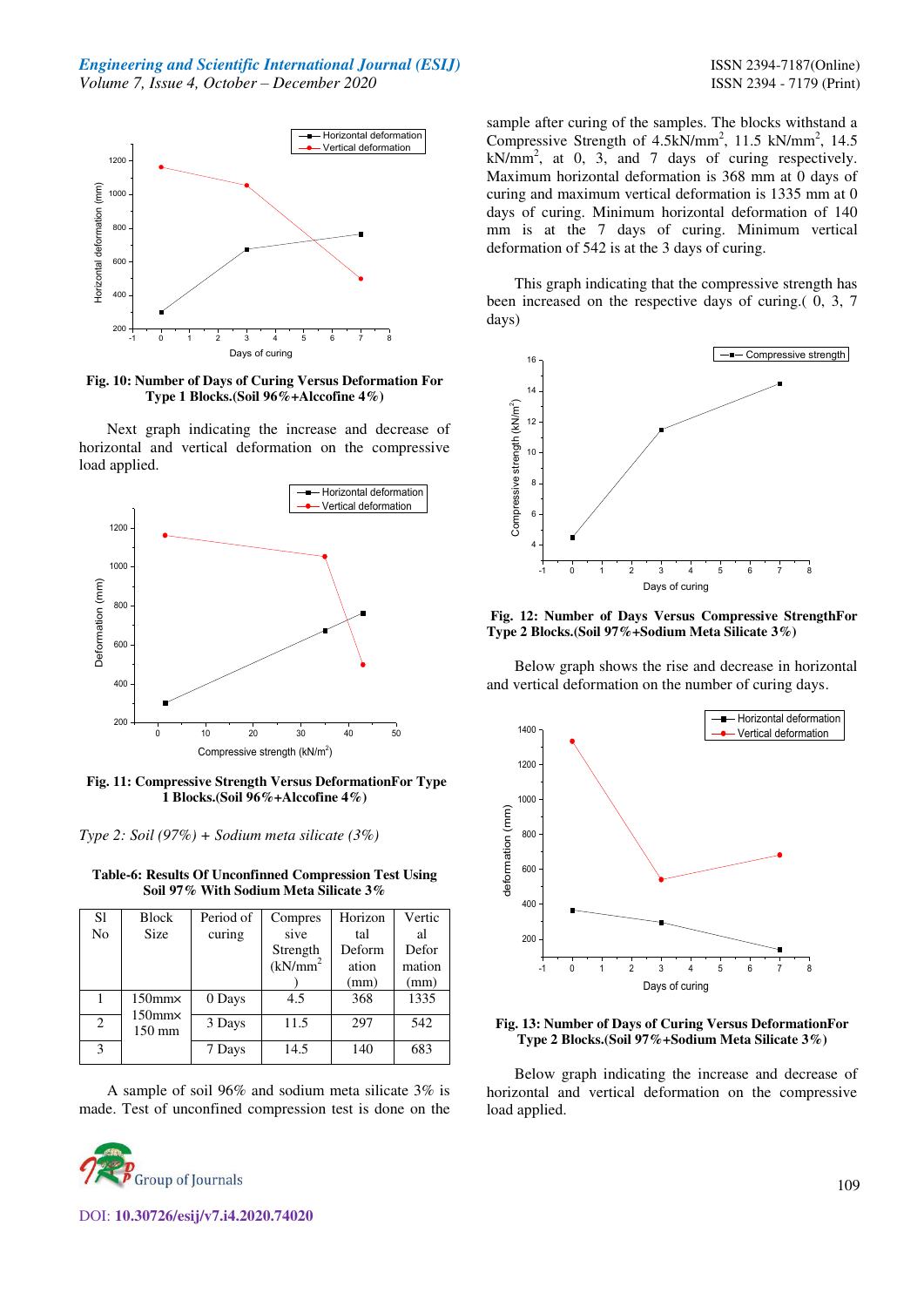Horizontal deformation
Vertical deformation

1200
1000
800
600
400
200

Horizontal deformation (mm)

-1 0 1 2 3 4 5 6 7 8

Days of curing

**Fig. 10: Number of Days of Curing Versus Deformation For Type 1 Blocks.(Soil 96%+Alccofine 4%)**

Next graph indicating the increase and decrease of horizontal and vertical deformation on the compressive load applied.

Horizontal deformation
Vertical deformation

1200
1000
800
600
400
200

Deformation (mm)

0 10 20 30 40 50

Compressive strength (kN/m$^2$)

**Fig. 11: Compressive Strength Versus DeformationFor Type 1 Blocks.(Soil 96%+Alccofine 4%)**

*Type 2: Soil (97%) + Sodium meta silicate (3%)*

**Table-6: Results Of Unconfined Compression Test Using Soil 97% With Sodium Meta Silicate 3%**

| Sl No | Block Size | Period of curing | Compressive Strength (kN/mm$^2$) | Horizontal Deformation (mm) | Vertical Deformation (mm) |
|---|---|---|---|---|---|
| 1 | 150mm× 150mm× 150 mm | 0 Days | 4.5 | 368 | 1335 |
| 2 | | 3 Days | 11.5 | 297 | 542 |
| 3 | | 7 Days | 14.5 | 140 | 683 |

A sample of soil 96% and sodium meta silicate 3% is made. Test of unconfined compression test is done on the sample after curing of the samples. The blocks withstand a Compressive Strength of 4.5kN/mm$^2$, 11.5 kN/mm$^2$, 14.5 kN/mm$^2$, at 0, 3, and 7 days of curing respectively. Maximum horizontal deformation is 368 mm at 0 days of curing and maximum vertical deformation is 1335 mm at 0 days of curing. Minimum horizontal deformation of 140 mm is at the 7 days of curing. Minimum vertical deformation of 542 is at the 3 days of curing.

This graph indicating that the compressive strength has been increased on the respective days of curing.( 0, 3, 7 days)

Compressive strength

16
14
12
10
8
6
4

Compressive strength (kN/m$^2$)

-1 0 1 2 3 4 5 6 7 8

Days of curing

**Fig. 12: Number of Days Versus Compressive StrengthFor Type 2 Blocks.(Soil 97%+Sodium Meta Silicate 3%)**

Below graph shows the rise and decrease in horizontal and vertical deformation on the number of curing days.

Horizontal deformation
Vertical deformation

1400
1200
1000
800
600
400
200

deformation (mm)

-1 0 1 2 3 4 5 6 7 8

Days of curing

**Fig. 13: Number of Days of Curing Versus DeformationFor Type 2 Blocks.(Soil 97%+Sodium Meta Silicate 3%)**

Below graph indicating the increase and decrease of horizontal and vertical deformation on the compressive load applied.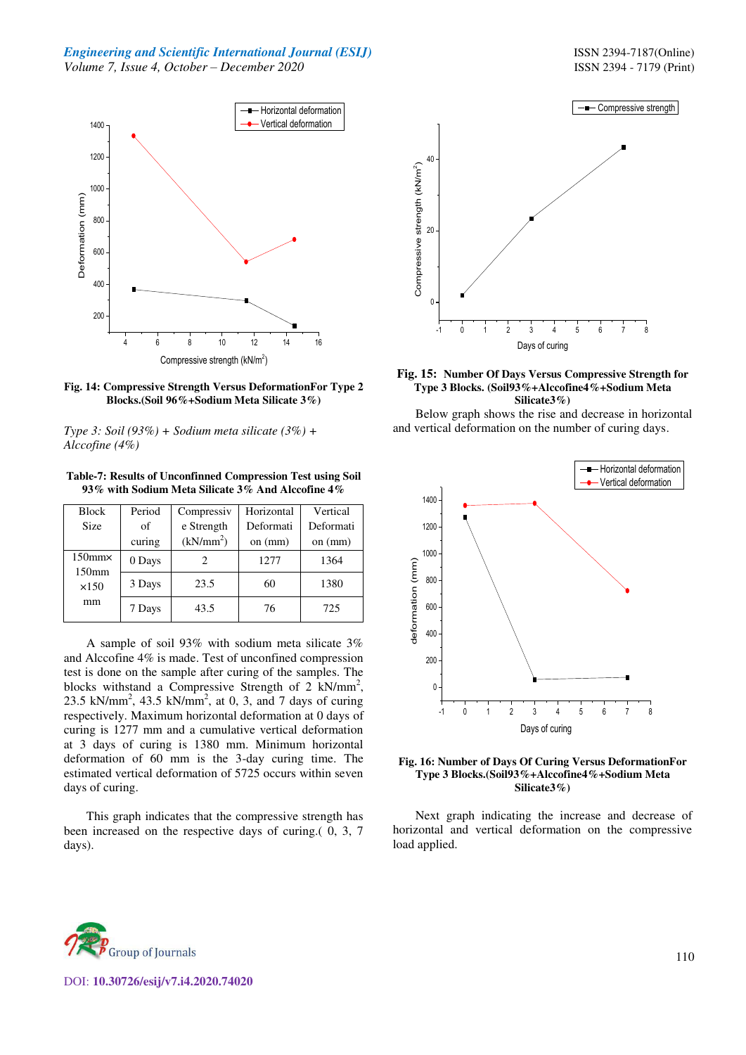Horizontal deformation
Vertical deformation

1400
1200
1000
800
600
400
200

Deformation (mm)

4 6 8 10 12 14 16

Compressive strength (kN/m$^2$)

**Fig. 14: Compressive Strength Versus DeformationFor Type 2 Blocks.(Soil 96%+Sodium Meta Silicate 3%)**

*Type 3: Soil (93%) + Sodium meta silicate (3%) + Alccofine (4%)*

**Table-7: Results of Unconfinned Compression Test using Soil 93% with Sodium Meta Silicate 3% And Alccofine 4%**

| Block Size | Period of curing | Compressive Strength (kN/mm$^2$) | Horizontal Deformation (mm) | Vertical Deformation (mm) |
|---|---|---|---|---|
| 150mm× 150mm ×150 mm | 0 Days | 2 | 1277 | 1364 |
| | 3 Days | 23.5 | 60 | 1380 |
| | 7 Days | 43.5 | 76 | 725 |

A sample of soil 93% with sodium meta silicate 3% and Alccofine 4% is made. Test of unconfined compression test is done on the sample after curing of the samples. The blocks withstand a Compressive Strength of 2 kN/mm$^2$, 23.5 kN/mm$^2$, 43.5 kN/mm$^2$, at 0, 3, and 7 days of curing respectively. Maximum horizontal deformation at 0 days of curing is 1277 mm and a cumulative vertical deformation at 3 days of curing is 1380 mm. Minimum horizontal deformation of 60 mm is the 3-day curing time. The estimated vertical deformation of 5725 occurs within seven days of curing.

This graph indicates that the compressive strength has been increased on the respective days of curing.( 0, 3, 7 days).

Compressive strength

40
20
0

Compressive strength (kN/m$^2$)

-1 0 1 2 3 4 5 6 7 8

Days of curing

**Fig. 15: Number Of Days Versus Compressive Strength for Type 3 Blocks. (Soil93%+Alccofine4%+Sodium Meta Silicate3%)**

Below graph shows the rise and decrease in horizontal and vertical deformation on the number of curing days.

Horizontal deformation
Vertical deformation

1400
1200
1000
800
600
400
200
0

deformation (mm)

-1 0 1 2 3 4 5 6 7 8

Days of curing

**Fig. 16: Number of Days Of Curing Versus DeformationFor Type 3 Blocks.(Soil93%+Alccofine4%+Sodium Meta Silicate3%)**

Next graph indicating the increase and decrease of horizontal and vertical deformation on the compressive load applied.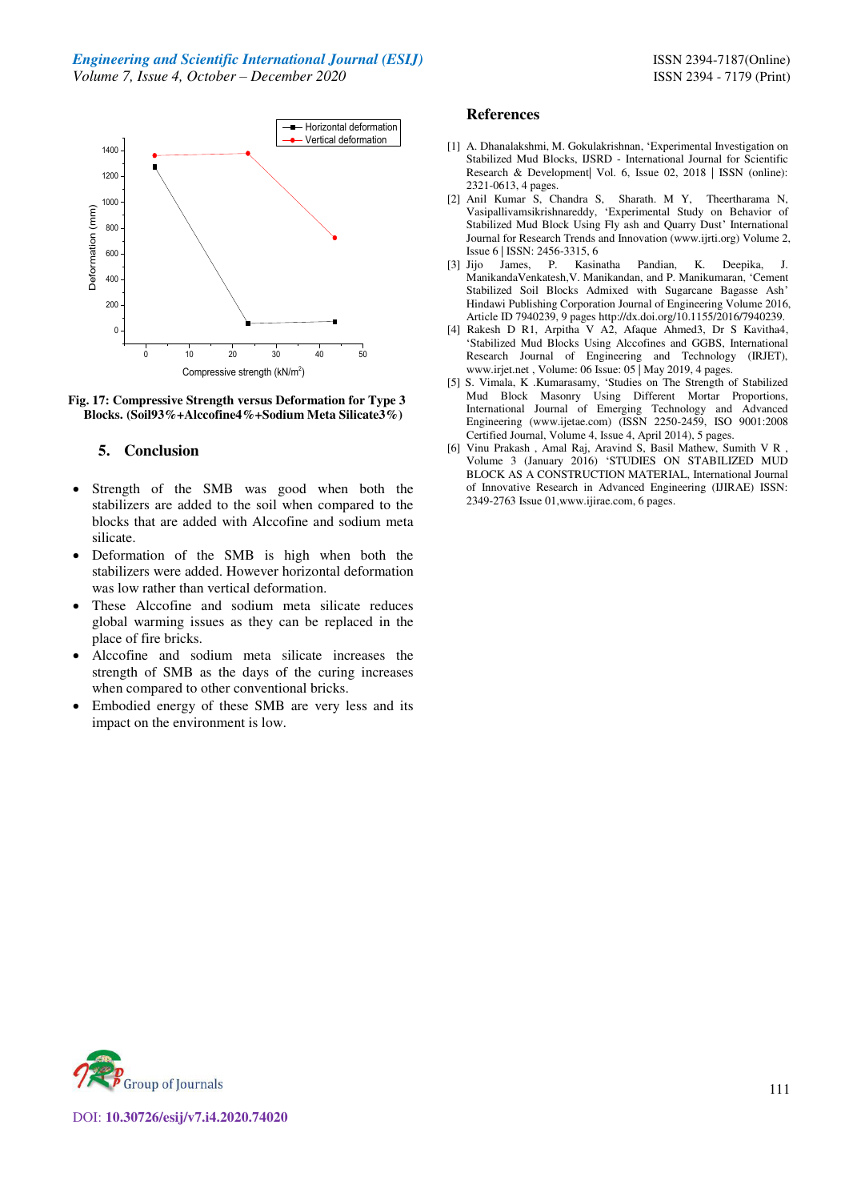Horizontal deformation
Vertical deformation

1400
1200
1000
800
600
400
200
0

Deformation (mm)

0 10 20 30 40 50

Compressive strength (kN/m$^2$)

**Fig. 17: Compressive Strength versus Deformation for Type 3 Blocks. (Soil93%+Alccofine4%+Sodium Meta Silicate3%)**

## 5. Conclusion

- Strength of the SMB was good when both the stabilizers are added to the soil when compared to the blocks that are added with Alccofine and sodium meta silicate.
- Deformation of the SMB is high when both the stabilizers were added. However horizontal deformation was low rather than vertical deformation.
- These Alccofine and sodium meta silicate reduces global warming issues as they can be replaced in the place of fire bricks.
- Alccofine and sodium meta silicate increases the strength of SMB as the days of the curing increases when compared to other conventional bricks.
- Embodied energy of these SMB are very less and its impact on the environment is low.

## References

[1] A. Dhanalakshmi, M. Gokulakrishnan, 'Experimental Investigation on Stabilized Mud Blocks, IJSRD - International Journal for Scientific Research & Development| Vol. 6, Issue 02, 2018 | ISSN (online): 2321-0613, 4 pages.

[2] Anil Kumar S, Chandra S, Sharath. M Y, Theertharama N, Vasipallivamsikrishnareddy, 'Experimental Study on Behavior of Stabilized Mud Block Using Fly ash and Quarry Dust' International Journal for Research Trends and Innovation (www.ijrti.org) Volume 2, Issue 6 | ISSN: 2456-3315, 6

[3] Jijo James, P. Kasinatha Pandian, K. Deepika, J. ManikandaVenkatesh,V. Manikandan, and P. Manikumaran, 'Cement Stabilized Soil Blocks Admixed with Sugarcane Bagasse Ash' Hindawi Publishing Corporation Journal of Engineering Volume 2016, Article ID 7940239, 9 pages http://dx.doi.org/10.1155/2016/7940239.

[4] Rakesh D R1, Arpitha V A2, Afaque Ahmed3, Dr S Kavitha4, 'Stabilized Mud Blocks Using Alccofines and GGBS, International Research Journal of Engineering and Technology (IRJET), www.irjet.net , Volume: 06 Issue: 05 | May 2019, 4 pages.

[5] S. Vimala, K .Kumarasamy, 'Studies on The Strength of Stabilized Mud Block Masonry Using Different Mortar Proportions, International Journal of Emerging Technology and Advanced Engineering (www.ijetae.com) (ISSN 2250-2459, ISO 9001:2008 Certified Journal, Volume 4, Issue 4, April 2014), 5 pages.

[6] Vinu Prakash , Amal Raj, Aravind S, Basil Mathew, Sumith V R , Volume 3 (January 2016) 'STUDIES ON STABILIZED MUD BLOCK AS A CONSTRUCTION MATERIAL, International Journal of Innovative Research in Advanced Engineering (IJIRAE) ISSN: 2349-2763 Issue 01,www.ijirae.com, 6 pages.